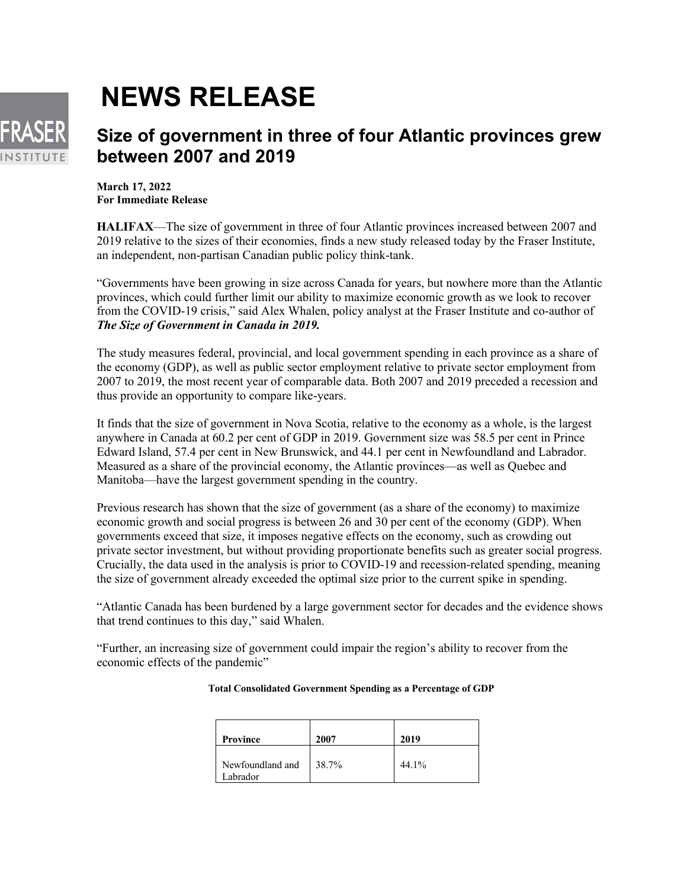# NEWS RELEASE

## Size of government in three of four Atlantic provinces grew between 2007 and 2019

**March 17, 2022**
**For Immediate Release**

**HALIFAX**—The size of government in three of four Atlantic provinces increased between 2007 and 2019 relative to the sizes of their economies, finds a new study released today by the Fraser Institute, an independent, non-partisan Canadian public policy think-tank.

"Governments have been growing in size across Canada for years, but nowhere more than the Atlantic provinces, which could further limit our ability to maximize economic growth as we look to recover from the COVID-19 crisis," said Alex Whalen, policy analyst at the Fraser Institute and co-author of ***The Size of Government in Canada in 2019.***

The study measures federal, provincial, and local government spending in each province as a share of the economy (GDP), as well as public sector employment relative to private sector employment from 2007 to 2019, the most recent year of comparable data. Both 2007 and 2019 preceded a recession and thus provide an opportunity to compare like-years.

It finds that the size of government in Nova Scotia, relative to the economy as a whole, is the largest anywhere in Canada at 60.2 per cent of GDP in 2019. Government size was 58.5 per cent in Prince Edward Island, 57.4 per cent in New Brunswick, and 44.1 per cent in Newfoundland and Labrador. Measured as a share of the provincial economy, the Atlantic provinces—as well as Quebec and Manitoba—have the largest government spending in the country.

Previous research has shown that the size of government (as a share of the economy) to maximize economic growth and social progress is between 26 and 30 per cent of the economy (GDP). When governments exceed that size, it imposes negative effects on the economy, such as crowding out private sector investment, but without providing proportionate benefits such as greater social progress. Crucially, the data used in the analysis is prior to COVID-19 and recession-related spending, meaning the size of government already exceeded the optimal size prior to the current spike in spending.

"Atlantic Canada has been burdened by a large government sector for decades and the evidence shows that trend continues to this day," said Whalen.

"Further, an increasing size of government could impair the region's ability to recover from the economic effects of the pandemic"

**Total Consolidated Government Spending as a Percentage of GDP**

| Province | 2007 | 2019 |
|---|---|---|
| Newfoundland and Labrador | 38.7% | 44.1% |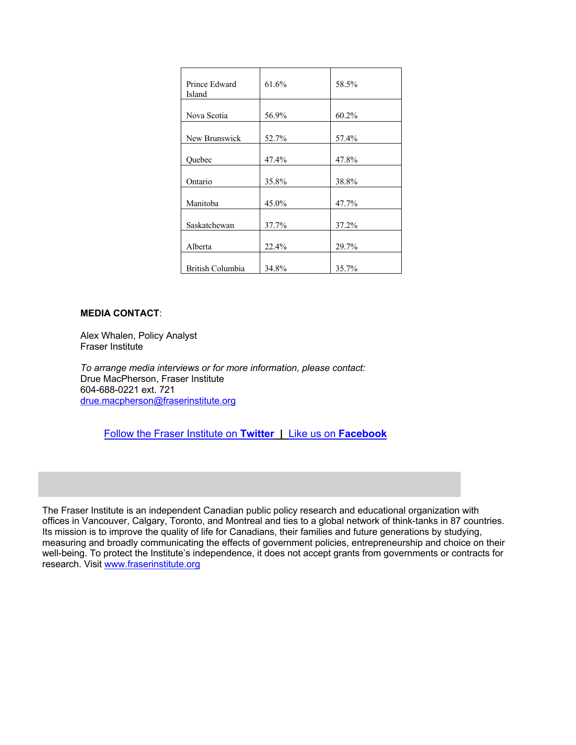| | | |
|---|---|---|
| Prince Edward Island | 61.6% | 58.5% |
| Nova Scotia | 56.9% | 60.2% |
| New Brunswick | 52.7% | 57.4% |
| Quebec | 47.4% | 47.8% |
| Ontario | 35.8% | 38.8% |
| Manitoba | 45.0% | 47.7% |
| Saskatchewan | 37.7% | 37.2% |
| Alberta | 22.4% | 29.7% |
| British Columbia | 34.8% | 35.7% |

**MEDIA CONTACT**:

Alex Whalen, Policy Analyst
Fraser Institute

*To arrange media interviews or for more information, please contact:*
Drue MacPherson, Fraser Institute
604-688-0221 ext. 721
drue.macpherson@fraserinstitute.org

Follow the Fraser Institute on **Twitter** | Like us on **Facebook**

The Fraser Institute is an independent Canadian public policy research and educational organization with offices in Vancouver, Calgary, Toronto, and Montreal and ties to a global network of think-tanks in 87 countries. Its mission is to improve the quality of life for Canadians, their families and future generations by studying, measuring and broadly communicating the effects of government policies, entrepreneurship and choice on their well-being. To protect the Institute's independence, it does not accept grants from governments or contracts for research. Visit www.fraserinstitute.org